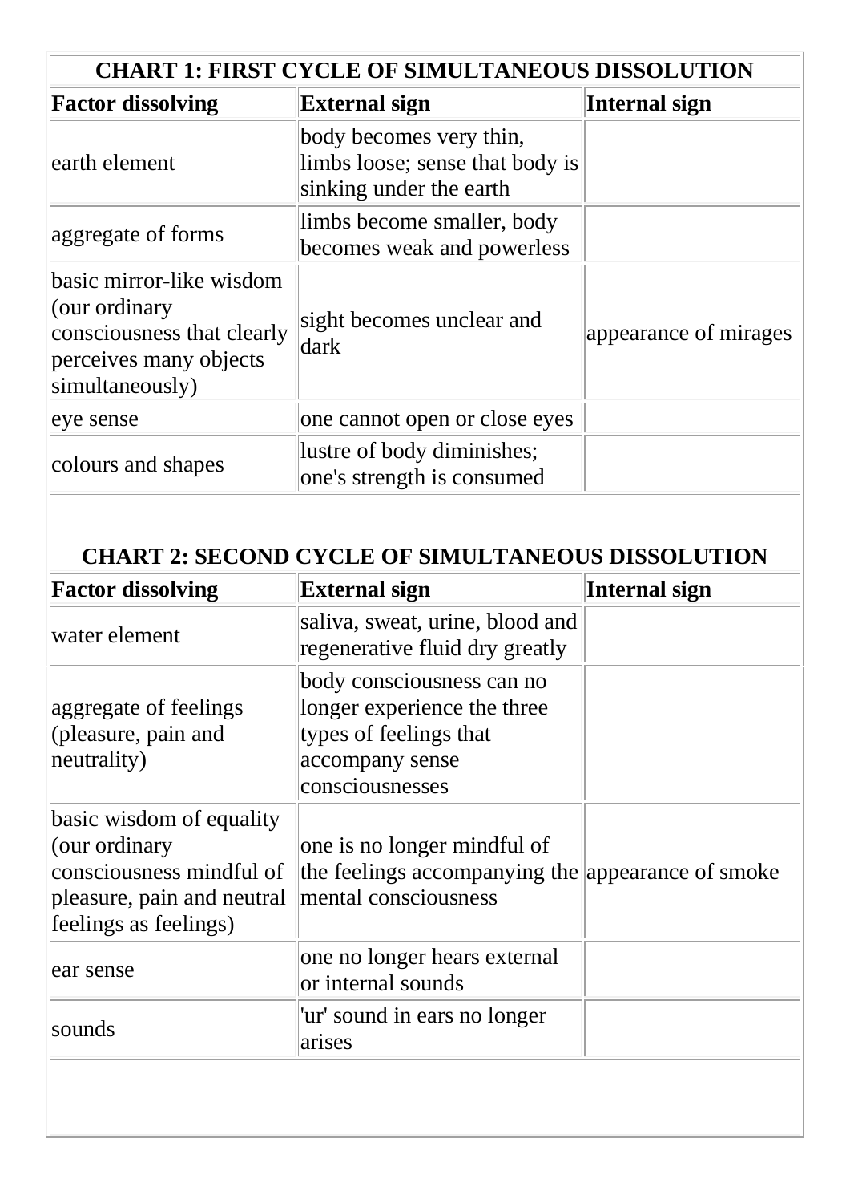| CHART 1: FIRST CYCLE OF SIMULTANEOUS DISSOLUTION | | |
|---|---|---|
| **Factor dissolving** | **External sign** | **Internal sign** |
| earth element | body becomes very thin, limbs loose; sense that body is sinking under the earth | |
| aggregate of forms | limbs become smaller, body becomes weak and powerless | |
| basic mirror-like wisdom (our ordinary consciousness that clearly perceives many objects simultaneously) | sight becomes unclear and dark | appearance of mirages |
| eye sense | one cannot open or close eyes | |
| colours and shapes | lustre of body diminishes; one's strength is consumed | |

| CHART 2: SECOND CYCLE OF SIMULTANEOUS DISSOLUTION | | |
|---|---|---|
| **Factor dissolving** | **External sign** | **Internal sign** |
| water element | saliva, sweat, urine, blood and regenerative fluid dry greatly | |
| aggregate of feelings (pleasure, pain and neutrality) | body consciousness can no longer experience the three types of feelings that accompany sense consciousnesses | |
| basic wisdom of equality (our ordinary consciousness mindful of pleasure, pain and neutral feelings as feelings) | one is no longer mindful of the feelings accompanying the mental consciousness | appearance of smoke |
| ear sense | one no longer hears external or internal sounds | |
| sounds | 'ur' sound in ears no longer arises | |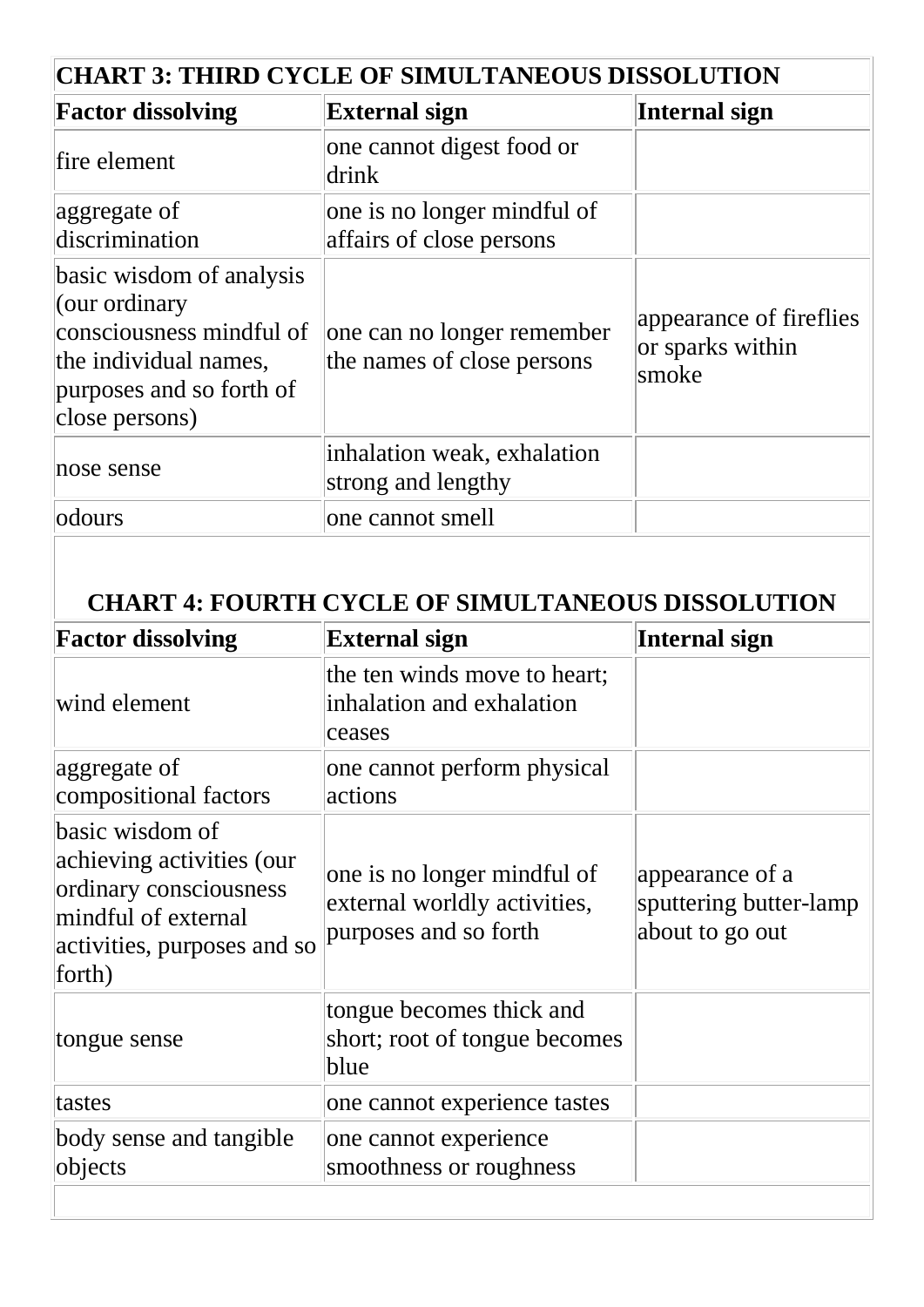| CHART 3: THIRD CYCLE OF SIMULTANEOUS DISSOLUTION | | |
|---|---|---|
| **Factor dissolving** | **External sign** | **Internal sign** |
| fire element | one cannot digest food or drink | |
| aggregate of discrimination | one is no longer mindful of affairs of close persons | |
| basic wisdom of analysis (our ordinary consciousness mindful of the individual names, purposes and so forth of close persons) | one can no longer remember the names of close persons | appearance of fireflies or sparks within smoke |
| nose sense | inhalation weak, exhalation strong and lengthy | |
| odours | one cannot smell | |

| CHART 4: FOURTH CYCLE OF SIMULTANEOUS DISSOLUTION | | |
|---|---|---|
| **Factor dissolving** | **External sign** | **Internal sign** |
| wind element | the ten winds move to heart; inhalation and exhalation ceases | |
| aggregate of compositional factors | one cannot perform physical actions | |
| basic wisdom of achieving activities (our ordinary consciousness mindful of external activities, purposes and so forth) | one is no longer mindful of external worldly activities, purposes and so forth | appearance of a sputtering butter-lamp about to go out |
| tongue sense | tongue becomes thick and short; root of tongue becomes blue | |
| tastes | one cannot experience tastes | |
| body sense and tangible objects | one cannot experience smoothness or roughness | |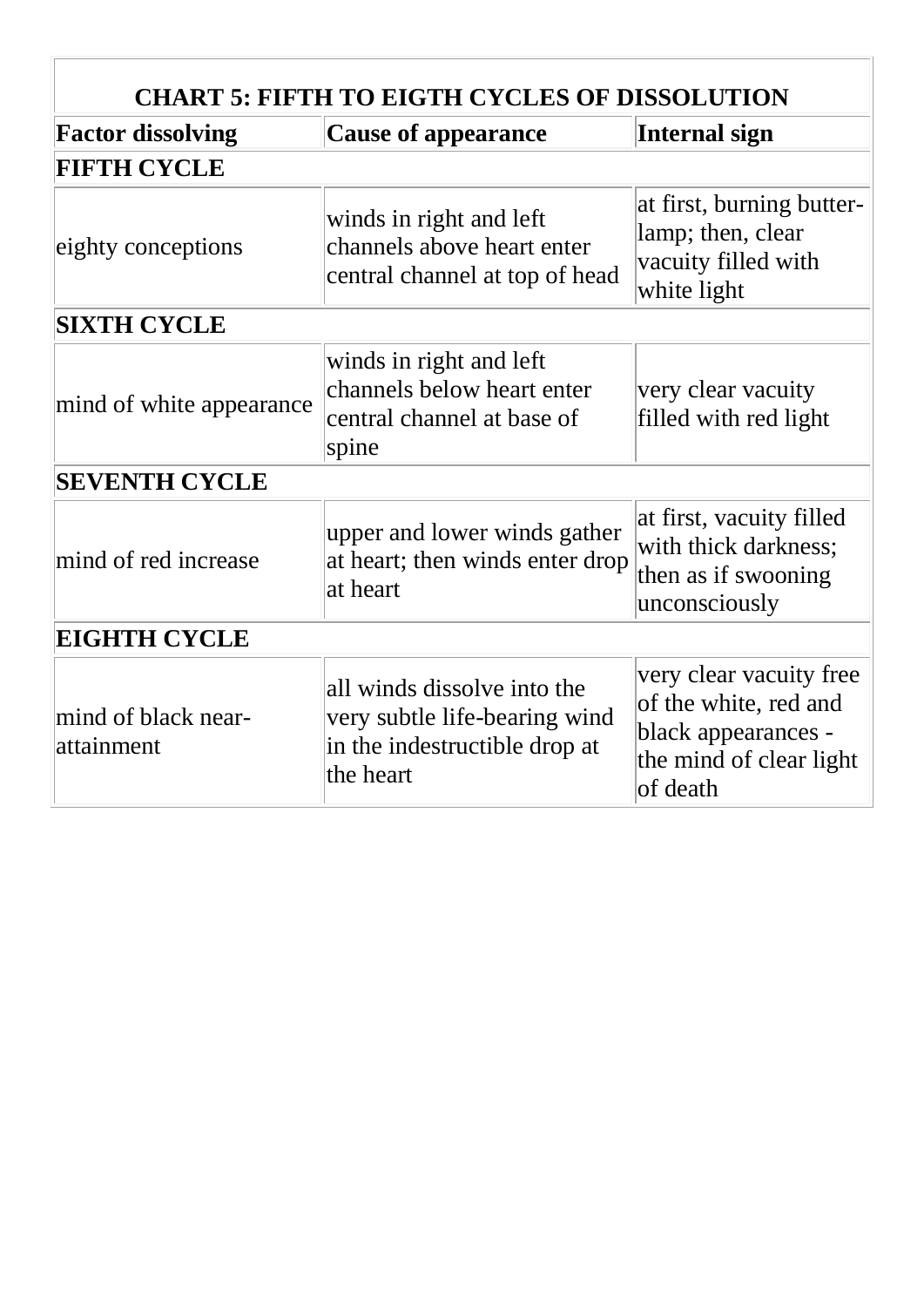| CHART 5: FIFTH TO EIGTH CYCLES OF DISSOLUTION | | |
|---|---|---|
| **Factor dissolving** | **Cause of appearance** | **Internal sign** |
| **FIFTH CYCLE** | | |
| eighty conceptions | winds in right and left channels above heart enter central channel at top of head | at first, burning butter-lamp; then, clear vacuity filled with white light |
| **SIXTH CYCLE** | | |
| mind of white appearance | winds in right and left channels below heart enter central channel at base of spine | very clear vacuity filled with red light |
| **SEVENTH CYCLE** | | |
| mind of red increase | upper and lower winds gather at heart; then winds enter drop at heart | at first, vacuity filled with thick darkness; then as if swooning unconsciously |
| **EIGHTH CYCLE** | | |
| mind of black near-attainment | all winds dissolve into the very subtle life-bearing wind in the indestructible drop at the heart | very clear vacuity free of the white, red and black appearances - the mind of clear light of death |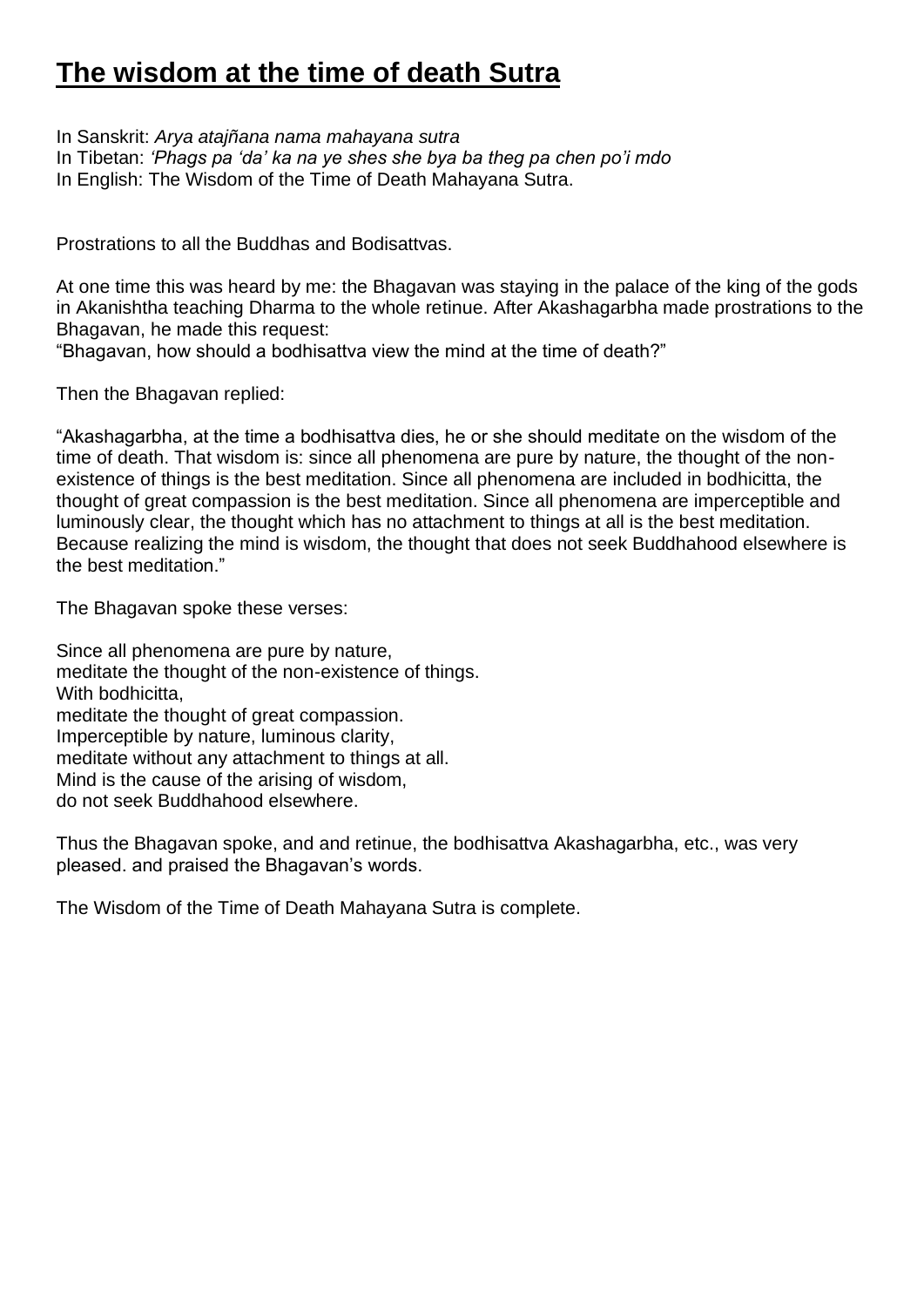# **The wisdom at the time of death Sutra**

In Sanskrit: *Arya atajñana nama mahayana sutra*
In Tibetan: *'Phags pa 'da' ka na ye shes she bya ba theg pa chen po'i mdo*
In English: The Wisdom of the Time of Death Mahayana Sutra.

Prostrations to all the Buddhas and Bodisattvas.

At one time this was heard by me: the Bhagavan was staying in the palace of the king of the gods in Akanishtha teaching Dharma to the whole retinue. After Akashagarbha made prostrations to the Bhagavan, he made this request:
"Bhagavan, how should a bodhisattva view the mind at the time of death?"

Then the Bhagavan replied:

"Akashagarbha, at the time a bodhisattva dies, he or she should meditate on the wisdom of the time of death. That wisdom is: since all phenomena are pure by nature, the thought of the non-existence of things is the best meditation. Since all phenomena are included in bodhicitta, the thought of great compassion is the best meditation. Since all phenomena are imperceptible and luminously clear, the thought which has no attachment to things at all is the best meditation. Because realizing the mind is wisdom, the thought that does not seek Buddhahood elsewhere is the best meditation."

The Bhagavan spoke these verses:

Since all phenomena are pure by nature,
meditate the thought of the non-existence of things.
With bodhicitta,
meditate the thought of great compassion.
Imperceptible by nature, luminous clarity,
meditate without any attachment to things at all.
Mind is the cause of the arising of wisdom,
do not seek Buddhahood elsewhere.

Thus the Bhagavan spoke, and and retinue, the bodhisattva Akashagarbha, etc., was very pleased. and praised the Bhagavan's words.

The Wisdom of the Time of Death Mahayana Sutra is complete.